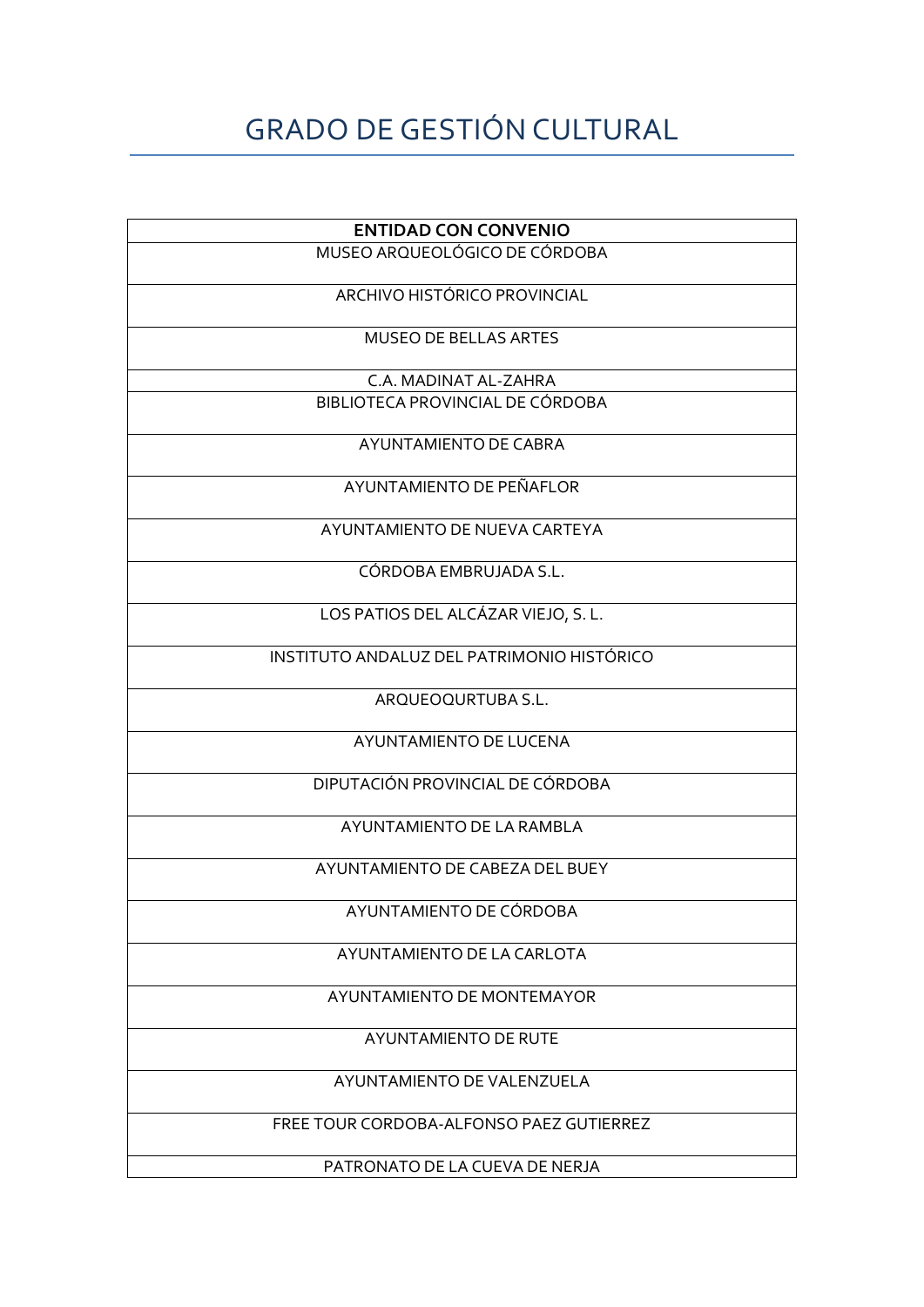# GRADO DE GESTIÓN CULTURAL

| ENTIDAD CON CONVENIO |
| --- |
| MUSEO ARQUEOLÓGICO DE CÓRDOBA |
| ARCHIVO HISTÓRICO PROVINCIAL |
| MUSEO DE BELLAS ARTES |
| C.A. MADINAT AL-ZAHRA |
| BIBLIOTECA PROVINCIAL DE CÓRDOBA |
| AYUNTAMIENTO DE CABRA |
| AYUNTAMIENTO DE PEÑAFLOR |
| AYUNTAMIENTO DE NUEVA CARTEYA |
| CÓRDOBA EMBRUJADA S.L. |
| LOS PATIOS DEL ALCÁZAR VIEJO, S. L. |
| INSTITUTO ANDALUZ DEL PATRIMONIO HISTÓRICO |
| ARQUEOQURTUBA S.L. |
| AYUNTAMIENTO DE LUCENA |
| DIPUTACIÓN PROVINCIAL DE CÓRDOBA |
| AYUNTAMIENTO DE LA RAMBLA |
| AYUNTAMIENTO DE CABEZA DEL BUEY |
| AYUNTAMIENTO DE CÓRDOBA |
| AYUNTAMIENTO DE LA CARLOTA |
| AYUNTAMIENTO DE MONTEMAYOR |
| AYUNTAMIENTO DE RUTE |
| AYUNTAMIENTO DE VALENZUELA |
| FREE TOUR CORDOBA-ALFONSO PAEZ GUTIERREZ |
| PATRONATO DE LA CUEVA DE NERJA |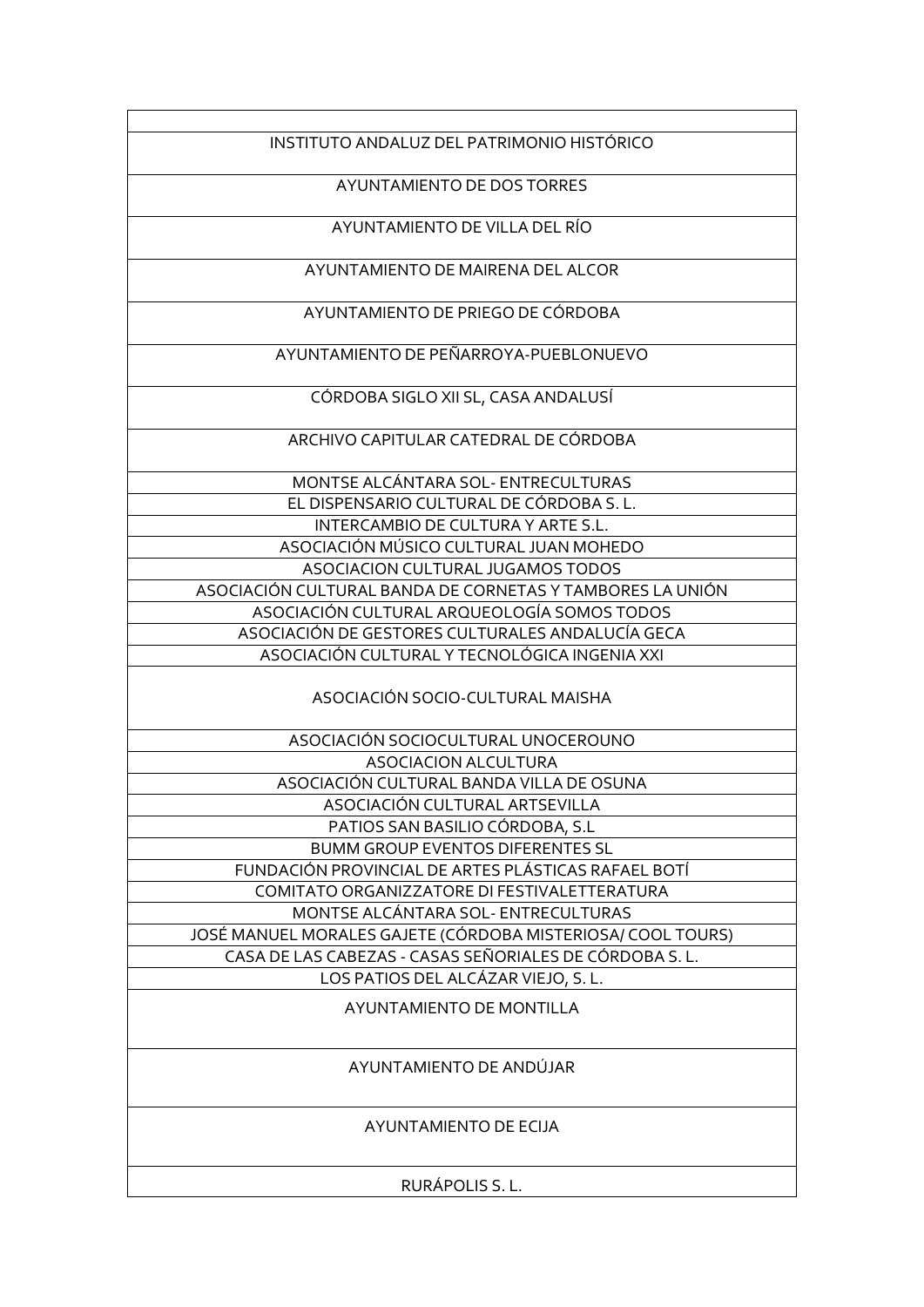| |
|---|
| INSTITUTO ANDALUZ DEL PATRIMONIO HISTÓRICO |
| AYUNTAMIENTO DE DOS TORRES |
| AYUNTAMIENTO DE VILLA DEL RÍO |
| AYUNTAMIENTO DE MAIRENA DEL ALCOR |
| AYUNTAMIENTO DE PRIEGO DE CÓRDOBA |
| AYUNTAMIENTO DE PEÑARROYA-PUEBLONUEVO |
| CÓRDOBA SIGLO XII SL, CASA ANDALUSÍ |
| ARCHIVO CAPITULAR CATEDRAL DE CÓRDOBA |
| MONTSE ALCÁNTARA SOL- ENTRECULTURAS |
| EL DISPENSARIO CULTURAL DE CÓRDOBA S. L. |
| INTERCAMBIO DE CULTURA Y ARTE S.L. |
| ASOCIACIÓN MÚSICO CULTURAL JUAN MOHEDO |
| ASOCIACION CULTURAL JUGAMOS TODOS |
| ASOCIACIÓN CULTURAL BANDA DE CORNETAS Y TAMBORES LA UNIÓN |
| ASOCIACIÓN CULTURAL ARQUEOLOGÍA SOMOS TODOS |
| ASOCIACIÓN DE GESTORES CULTURALES ANDALUCÍA GECA |
| ASOCIACIÓN CULTURAL Y TECNOLÓGICA INGENIA XXI |
| ASOCIACIÓN SOCIO-CULTURAL MAISHA |
| ASOCIACIÓN SOCIOCULTURAL UNOCEROUNO |
| ASOCIACION ALCULTURA |
| ASOCIACIÓN CULTURAL BANDA VILLA DE OSUNA |
| ASOCIACIÓN CULTURAL ARTSEVILLA |
| PATIOS SAN BASILIO CÓRDOBA, S.L |
| BUMM GROUP EVENTOS DIFERENTES SL |
| FUNDACIÓN PROVINCIAL DE ARTES PLÁSTICAS RAFAEL BOTÍ |
| COMITATO ORGANIZZATORE DI FESTIVALETTERATURA |
| MONTSE ALCÁNTARA SOL- ENTRECULTURAS |
| JOSÉ MANUEL MORALES GAJETE (CÓRDOBA MISTERIOSA/ COOL TOURS) |
| CASA DE LAS CABEZAS - CASAS SEÑORIALES DE CÓRDOBA S. L. |
| LOS PATIOS DEL ALCÁZAR VIEJO, S. L. |
| AYUNTAMIENTO DE MONTILLA |
| AYUNTAMIENTO DE ANDÚJAR |
| AYUNTAMIENTO DE ECIJA |
| RURÁPOLIS S. L. |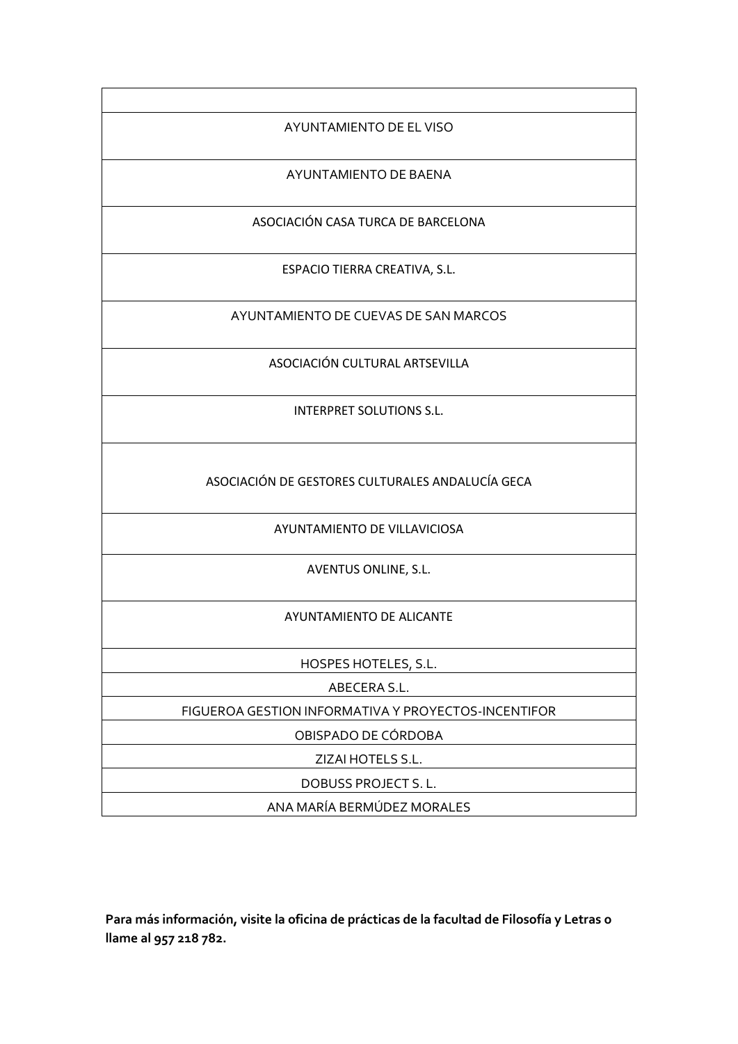| |
|---|
| AYUNTAMIENTO DE EL VISO |
| AYUNTAMIENTO DE BAENA |
| ASOCIACIÓN CASA TURCA DE BARCELONA |
| ESPACIO TIERRA CREATIVA, S.L. |
| AYUNTAMIENTO DE CUEVAS DE SAN MARCOS |
| ASOCIACIÓN CULTURAL ARTSEVILLA |
| INTERPRET SOLUTIONS S.L. |
| ASOCIACIÓN DE GESTORES CULTURALES ANDALUCÍA GECA |
| AYUNTAMIENTO DE VILLAVICIOSA |
| AVENTUS ONLINE, S.L. |
| AYUNTAMIENTO DE ALICANTE |
| HOSPES HOTELES, S.L. |
| ABECERA S.L. |
| FIGUEROA GESTION INFORMATIVA Y PROYECTOS-INCENTIFOR |
| OBISPADO DE CÓRDOBA |
| ZIZAI HOTELS S.L. |
| DOBUSS PROJECT S. L. |
| ANA MARÍA BERMÚDEZ MORALES |

**Para más información, visite la oficina de prácticas de la facultad de Filosofía y Letras o llame al 957 218 782.**